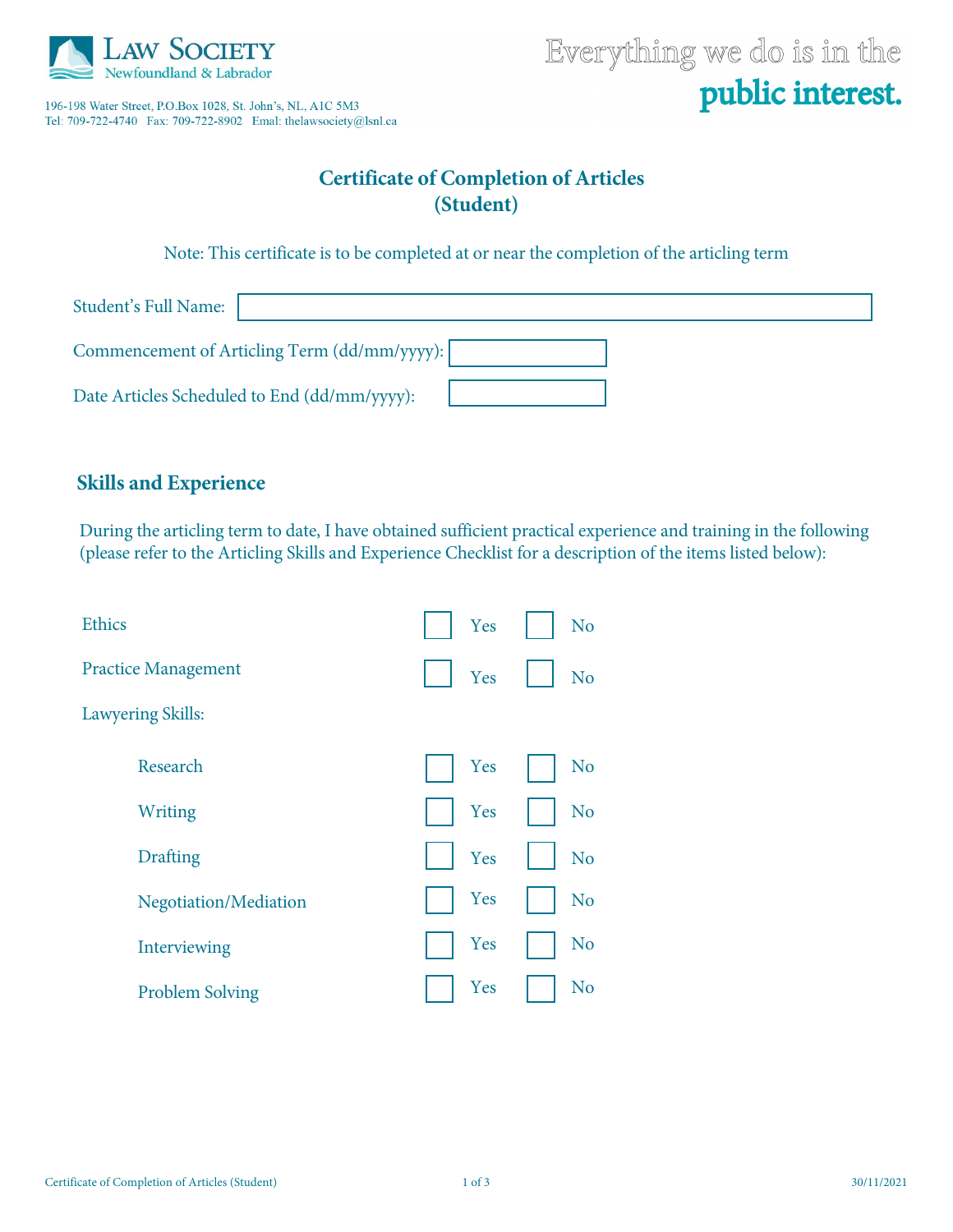Law Society Newfoundland & Labrador

196-198 Water Street, P.O.Box 1028, St. John's, NL, A1C 5M3
Tel: 709-722-4740 Fax: 709-722-8902 Emal: thelawsociety@lsnl.ca

Everything we do is in the **public interest.**

# Certificate of Completion of Articles (Student)

Note: This certificate is to be completed at or near the completion of the articling term

Student's Full Name: ____________________

Commencement of Articling Term (dd/mm/yyyy): ____________

Date Articles Scheduled to End (dd/mm/yyyy): ____________

## Skills and Experience

During the articling term to date, I have obtained sufficient practical experience and training in the following (please refer to the Articling Skills and Experience Checklist for a description of the items listed below):

| | | |
|---|---|---|
| Ethics | ☐ Yes | ☐ No |
| Practice Management | ☐ Yes | ☐ No |
| Lawyering Skills: | | |
| Research | ☐ Yes | ☐ No |
| Writing | ☐ Yes | ☐ No |
| Drafting | ☐ Yes | ☐ No |
| Negotiation/Mediation | ☐ Yes | ☐ No |
| Interviewing | ☐ Yes | ☐ No |
| Problem Solving | ☐ Yes | ☐ No |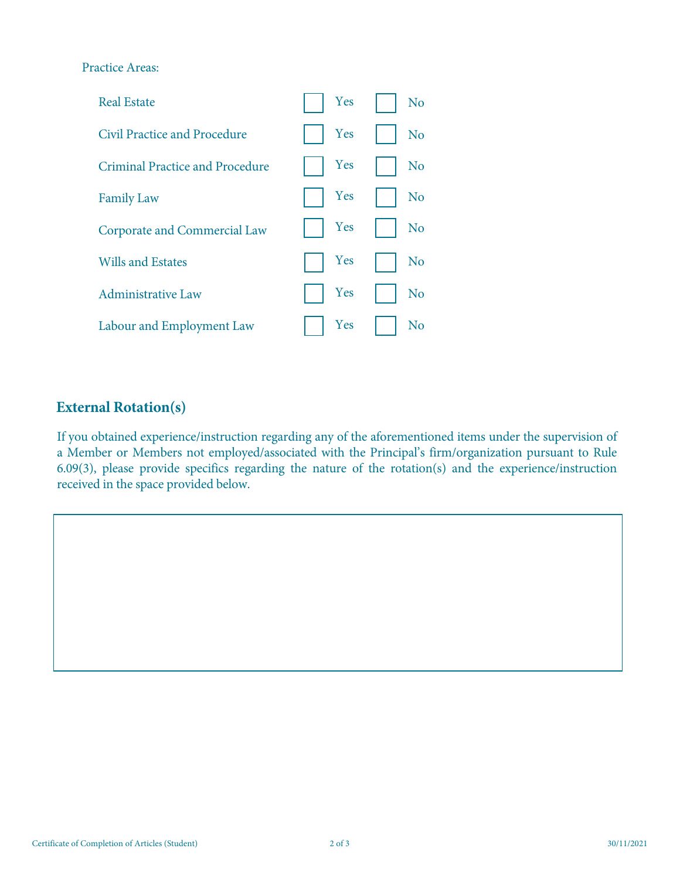Practice Areas:

| | | |
|---|---|---|
| Real Estate | ☐ Yes | ☐ No |
| Civil Practice and Procedure | ☐ Yes | ☐ No |
| Criminal Practice and Procedure | ☐ Yes | ☐ No |
| Family Law | ☐ Yes | ☐ No |
| Corporate and Commercial Law | ☐ Yes | ☐ No |
| Wills and Estates | ☐ Yes | ☐ No |
| Administrative Law | ☐ Yes | ☐ No |
| Labour and Employment Law | ☐ Yes | ☐ No |

## External Rotation(s)

If you obtained experience/instruction regarding any of the aforementioned items under the supervision of a Member or Members not employed/associated with the Principal's firm/organization pursuant to Rule 6.09(3), please provide specifics regarding the nature of the rotation(s) and the experience/instruction received in the space provided below.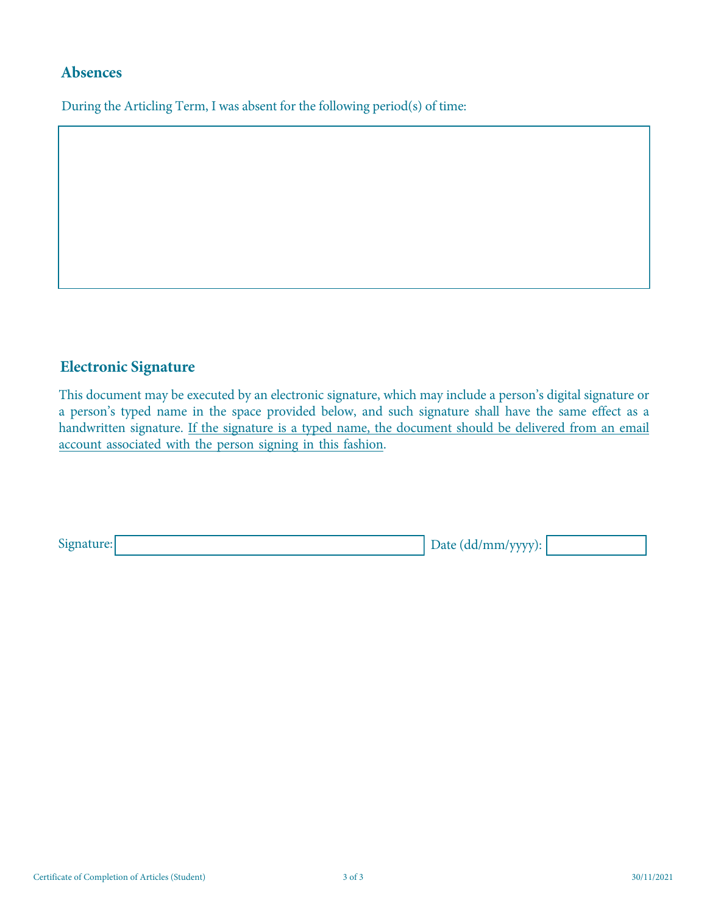## Absences

During the Articling Term, I was absent for the following period(s) of time:

## Electronic Signature

This document may be executed by an electronic signature, which may include a person's digital signature or a person's typed name in the space provided below, and such signature shall have the same effect as a handwritten signature. <u>If the signature is a typed name, the document should be delivered from an email account associated with the person signing in this fashion</u>.

Signature: ______________________ Date (dd/mm/yyyy): __________